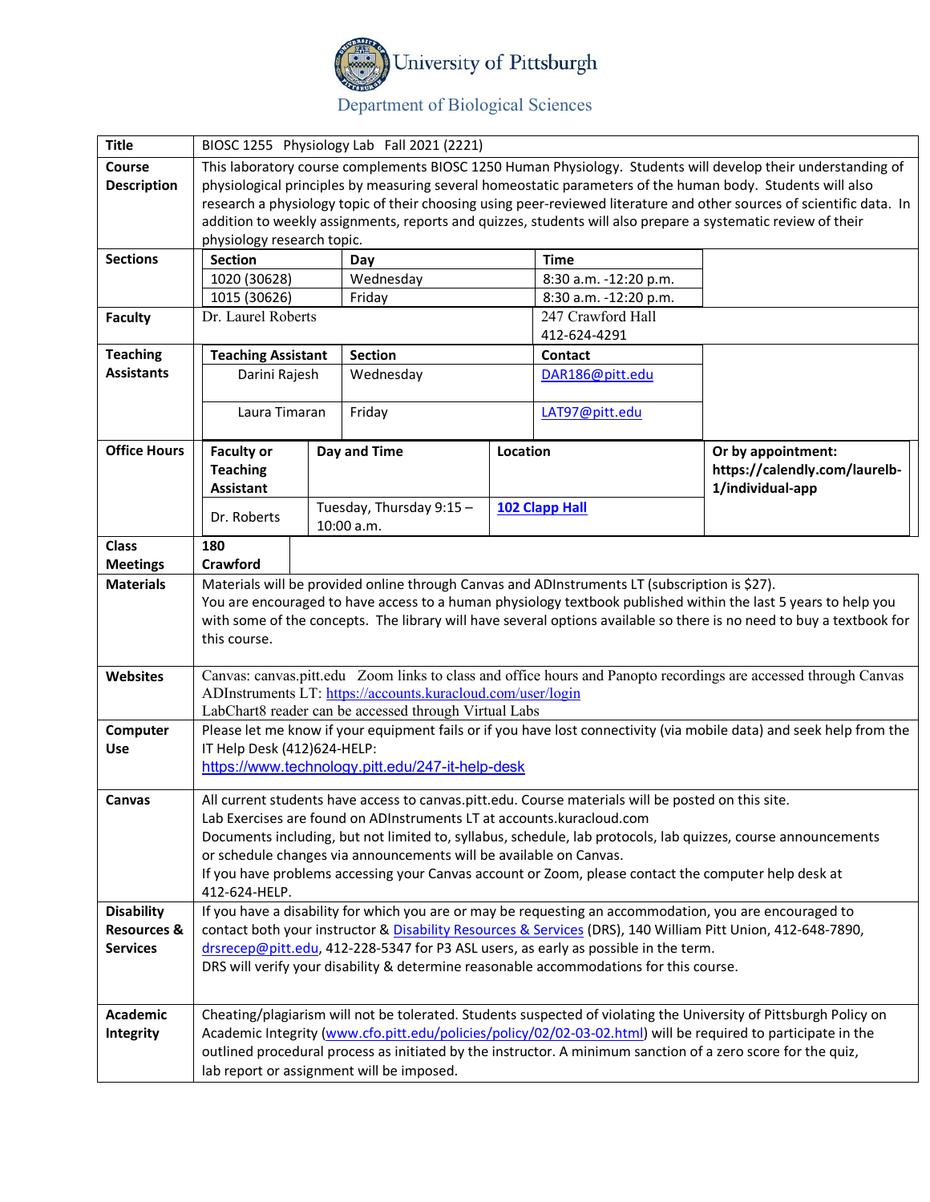# University of Pittsburgh

## Department of Biological Sciences

| | |
|---|---|
| **Title** | BIOSC 1255 Physiology Lab Fall 2021 (2221) |
| **Course Description** | This laboratory course complements BIOSC 1250 Human Physiology. Students will develop their understanding of physiological principles by measuring several homeostatic parameters of the human body. Students will also research a physiology topic of their choosing using peer-reviewed literature and other sources of scientific data. In addition to weekly assignments, reports and quizzes, students will also prepare a systematic review of their physiology research topic. |
| **Sections** | **Section** / **Day** / **Time**<br>1020 (30628) / Wednesday / 8:30 a.m. -12:20 p.m.<br>1015 (30626) / Friday / 8:30 a.m. -12:20 p.m. |
| **Faculty** | Dr. Laurel Roberts — 247 Crawford Hall, 412-624-4291 |
| **Teaching Assistants** | **Teaching Assistant** / **Section** / **Contact**<br>Darini Rajesh / Wednesday / DAR186@pitt.edu<br>Laura Timaran / Friday / LAT97@pitt.edu |
| **Office Hours** | **Faculty or Teaching Assistant** / **Day and Time** / **Location**<br>Dr. Roberts / Tuesday, Thursday 9:15 – 10:00 a.m. / 102 Clapp Hall<br>**Or by appointment: https://calendly.com/laurelb-1/individual-app** |
| **Class Meetings** | **180 Crawford** |
| **Materials** | Materials will be provided online through Canvas and ADInstruments LT (subscription is $27).<br>You are encouraged to have access to a human physiology textbook published within the last 5 years to help you with some of the concepts. The library will have several options available so there is no need to buy a textbook for this course. |
| **Websites** | Canvas: canvas.pitt.edu Zoom links to class and office hours and Panopto recordings are accessed through Canvas<br>ADInstruments LT: https://accounts.kuracloud.com/user/login<br>LabChart8 reader can be accessed through Virtual Labs |
| **Computer Use** | Please let me know if your equipment fails or if you have lost connectivity (via mobile data) and seek help from the IT Help Desk (412)624-HELP:<br>https://www.technology.pitt.edu/247-it-help-desk |
| **Canvas** | All current students have access to canvas.pitt.edu. Course materials will be posted on this site.<br>Lab Exercises are found on ADInstruments LT at accounts.kuracloud.com<br>Documents including, but not limited to, syllabus, schedule, lab protocols, lab quizzes, course announcements or schedule changes via announcements will be available on Canvas.<br>If you have problems accessing your Canvas account or Zoom, please contact the computer help desk at 412-624-HELP. |
| **Disability Resources & Services** | If you have a disability for which you are or may be requesting an accommodation, you are encouraged to contact both your instructor & Disability Resources & Services (DRS), 140 William Pitt Union, 412-648-7890, drsrecep@pitt.edu, 412-228-5347 for P3 ASL users, as early as possible in the term.<br>DRS will verify your disability & determine reasonable accommodations for this course. |
| **Academic Integrity** | Cheating/plagiarism will not be tolerated. Students suspected of violating the University of Pittsburgh Policy on Academic Integrity (www.cfo.pitt.edu/policies/policy/02/02-03-02.html) will be required to participate in the outlined procedural process as initiated by the instructor. A minimum sanction of a zero score for the quiz, lab report or assignment will be imposed. |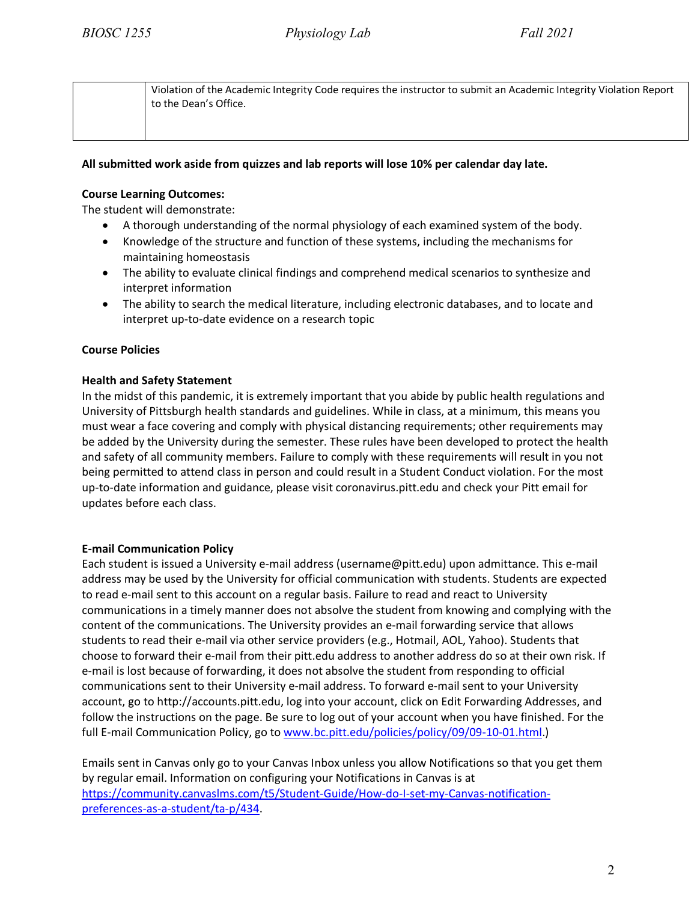| | Violation of the Academic Integrity Code requires the instructor to submit an Academic Integrity Violation Report to the Dean's Office. |
|---|---|

**All submitted work aside from quizzes and lab reports will lose 10% per calendar day late.**

**Course Learning Outcomes:**

The student will demonstrate:

- A thorough understanding of the normal physiology of each examined system of the body.
- Knowledge of the structure and function of these systems, including the mechanisms for maintaining homeostasis
- The ability to evaluate clinical findings and comprehend medical scenarios to synthesize and interpret information
- The ability to search the medical literature, including electronic databases, and to locate and interpret up-to-date evidence on a research topic

**Course Policies**

**Health and Safety Statement**

In the midst of this pandemic, it is extremely important that you abide by public health regulations and University of Pittsburgh health standards and guidelines. While in class, at a minimum, this means you must wear a face covering and comply with physical distancing requirements; other requirements may be added by the University during the semester. These rules have been developed to protect the health and safety of all community members. Failure to comply with these requirements will result in you not being permitted to attend class in person and could result in a Student Conduct violation. For the most up-to-date information and guidance, please visit coronavirus.pitt.edu and check your Pitt email for updates before each class.

**E-mail Communication Policy**

Each student is issued a University e-mail address (username@pitt.edu) upon admittance. This e-mail address may be used by the University for official communication with students. Students are expected to read e-mail sent to this account on a regular basis. Failure to read and react to University communications in a timely manner does not absolve the student from knowing and complying with the content of the communications. The University provides an e-mail forwarding service that allows students to read their e-mail via other service providers (e.g., Hotmail, AOL, Yahoo). Students that choose to forward their e-mail from their pitt.edu address to another address do so at their own risk. If e-mail is lost because of forwarding, it does not absolve the student from responding to official communications sent to their University e-mail address. To forward e-mail sent to your University account, go to http://accounts.pitt.edu, log into your account, click on Edit Forwarding Addresses, and follow the instructions on the page. Be sure to log out of your account when you have finished. For the full E-mail Communication Policy, go to [www.bc.pitt.edu/policies/policy/09/09-10-01.html](www.bc.pitt.edu/policies/policy/09/09-10-01.html).)

Emails sent in Canvas only go to your Canvas Inbox unless you allow Notifications so that you get them by regular email. Information on configuring your Notifications in Canvas is at [https://community.canvaslms.com/t5/Student-Guide/How-do-I-set-my-Canvas-notification-preferences-as-a-student/ta-p/434](https://community.canvaslms.com/t5/Student-Guide/How-do-I-set-my-Canvas-notification-preferences-as-a-student/ta-p/434).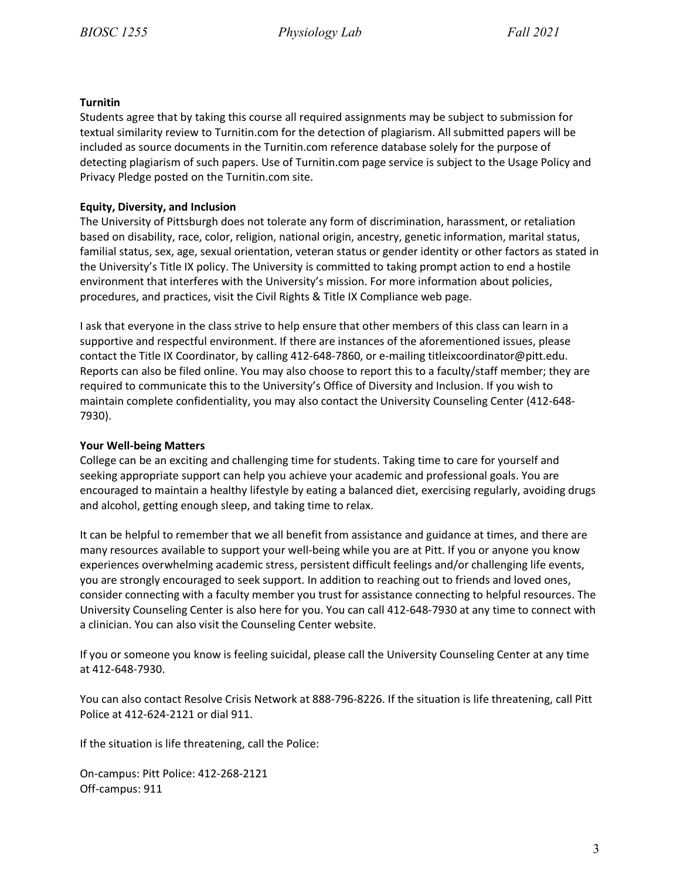**Turnitin**

Students agree that by taking this course all required assignments may be subject to submission for textual similarity review to Turnitin.com for the detection of plagiarism. All submitted papers will be included as source documents in the Turnitin.com reference database solely for the purpose of detecting plagiarism of such papers. Use of Turnitin.com page service is subject to the Usage Policy and Privacy Pledge posted on the Turnitin.com site.

**Equity, Diversity, and Inclusion**

The University of Pittsburgh does not tolerate any form of discrimination, harassment, or retaliation based on disability, race, color, religion, national origin, ancestry, genetic information, marital status, familial status, sex, age, sexual orientation, veteran status or gender identity or other factors as stated in the University's Title IX policy. The University is committed to taking prompt action to end a hostile environment that interferes with the University's mission. For more information about policies, procedures, and practices, visit the Civil Rights & Title IX Compliance web page.

I ask that everyone in the class strive to help ensure that other members of this class can learn in a supportive and respectful environment. If there are instances of the aforementioned issues, please contact the Title IX Coordinator, by calling 412-648-7860, or e-mailing titleixcoordinator@pitt.edu. Reports can also be filed online. You may also choose to report this to a faculty/staff member; they are required to communicate this to the University's Office of Diversity and Inclusion. If you wish to maintain complete confidentiality, you may also contact the University Counseling Center (412-648-7930).

**Your Well-being Matters**

College can be an exciting and challenging time for students. Taking time to care for yourself and seeking appropriate support can help you achieve your academic and professional goals. You are encouraged to maintain a healthy lifestyle by eating a balanced diet, exercising regularly, avoiding drugs and alcohol, getting enough sleep, and taking time to relax.

It can be helpful to remember that we all benefit from assistance and guidance at times, and there are many resources available to support your well-being while you are at Pitt. If you or anyone you know experiences overwhelming academic stress, persistent difficult feelings and/or challenging life events, you are strongly encouraged to seek support. In addition to reaching out to friends and loved ones, consider connecting with a faculty member you trust for assistance connecting to helpful resources. The University Counseling Center is also here for you. You can call 412-648-7930 at any time to connect with a clinician. You can also visit the Counseling Center website.

If you or someone you know is feeling suicidal, please call the University Counseling Center at any time at 412-648-7930.

You can also contact Resolve Crisis Network at 888-796-8226. If the situation is life threatening, call Pitt Police at 412-624-2121 or dial 911.

If the situation is life threatening, call the Police:

On-campus: Pitt Police: 412-268-2121
Off-campus: 911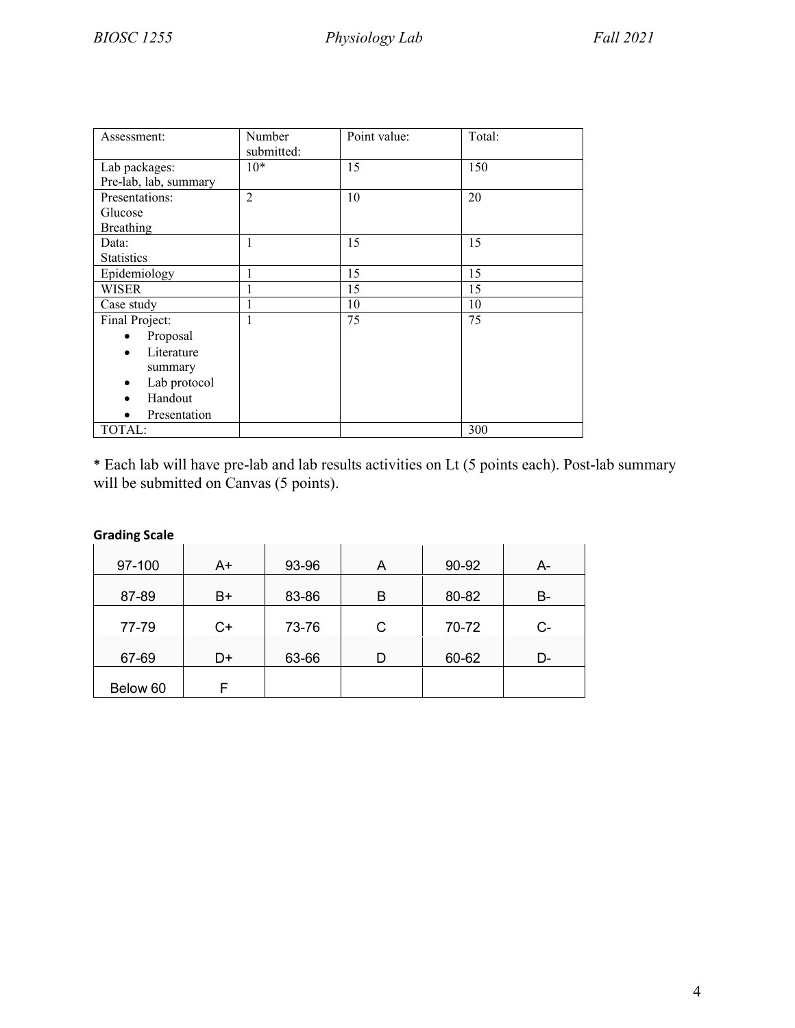| Assessment: | Number submitted: | Point value: | Total: |
|---|---|---|---|
| Lab packages: Pre-lab, lab, summary | 10* | 15 | 150 |
| Presentations: Glucose Breathing | 2 | 10 | 20 |
| Data: Statistics | 1 | 15 | 15 |
| Epidemiology | 1 | 15 | 15 |
| WISER | 1 | 15 | 15 |
| Case study | 1 | 10 | 10 |
| Final Project: <br>• Proposal <br>• Literature summary <br>• Lab protocol <br>• Handout <br>• Presentation | 1 | 75 | 75 |
| TOTAL: | | | 300 |

**\*** Each lab will have pre-lab and lab results activities on Lt (5 points each). Post-lab summary will be submitted on Canvas (5 points).

**Grading Scale**

| | | | | | |
|---|---|---|---|---|---|
| 97-100 | A+ | 93-96 | A | 90-92 | A- |
| 87-89 | B+ | 83-86 | B | 80-82 | B- |
| 77-79 | C+ | 73-76 | C | 70-72 | C- |
| 67-69 | D+ | 63-66 | D | 60-62 | D- |
| Below 60 | F | | | | |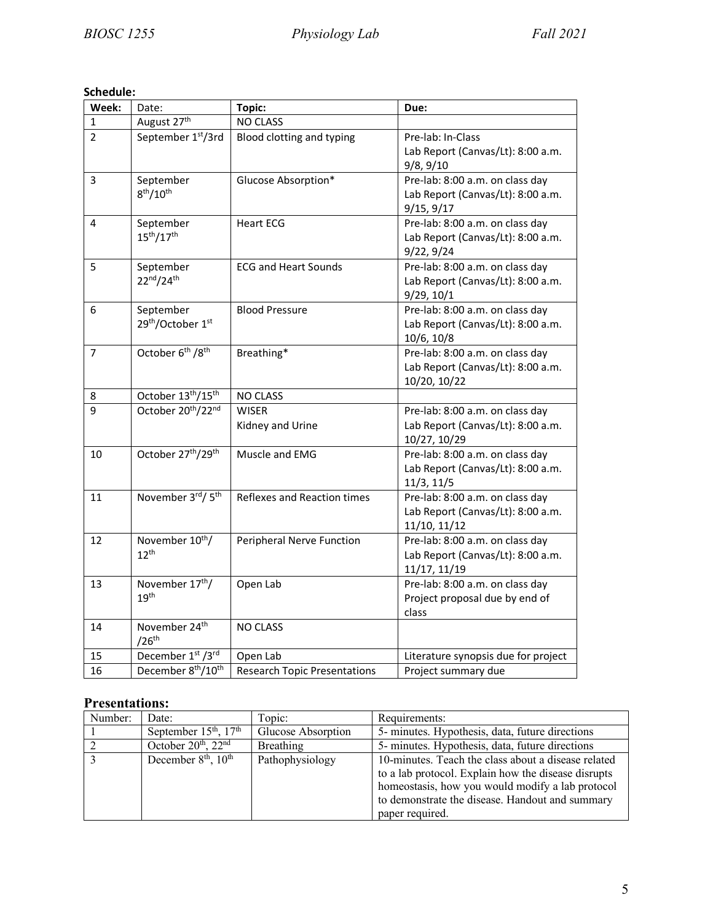**Schedule:**

| Week: | Date: | Topic: | Due: |
|---|---|---|---|
| 1 | August 27th | NO CLASS | |
| 2 | September 1st/3rd | Blood clotting and typing | Pre-lab: In-Class<br>Lab Report (Canvas/Lt): 8:00 a.m. 9/8, 9/10 |
| 3 | September 8th/10th | Glucose Absorption* | Pre-lab: 8:00 a.m. on class day<br>Lab Report (Canvas/Lt): 8:00 a.m. 9/15, 9/17 |
| 4 | September 15th/17th | Heart ECG | Pre-lab: 8:00 a.m. on class day<br>Lab Report (Canvas/Lt): 8:00 a.m. 9/22, 9/24 |
| 5 | September 22nd/24th | ECG and Heart Sounds | Pre-lab: 8:00 a.m. on class day<br>Lab Report (Canvas/Lt): 8:00 a.m. 9/29, 10/1 |
| 6 | September 29th/October 1st | Blood Pressure | Pre-lab: 8:00 a.m. on class day<br>Lab Report (Canvas/Lt): 8:00 a.m. 10/6, 10/8 |
| 7 | October 6th /8th | Breathing* | Pre-lab: 8:00 a.m. on class day<br>Lab Report (Canvas/Lt): 8:00 a.m. 10/20, 10/22 |
| 8 | October 13th/15th | NO CLASS | |
| 9 | October 20th/22nd | WISER<br>Kidney and Urine | Pre-lab: 8:00 a.m. on class day<br>Lab Report (Canvas/Lt): 8:00 a.m. 10/27, 10/29 |
| 10 | October 27th/29th | Muscle and EMG | Pre-lab: 8:00 a.m. on class day<br>Lab Report (Canvas/Lt): 8:00 a.m. 11/3, 11/5 |
| 11 | November 3rd/ 5th | Reflexes and Reaction times | Pre-lab: 8:00 a.m. on class day<br>Lab Report (Canvas/Lt): 8:00 a.m. 11/10, 11/12 |
| 12 | November 10th/ 12th | Peripheral Nerve Function | Pre-lab: 8:00 a.m. on class day<br>Lab Report (Canvas/Lt): 8:00 a.m. 11/17, 11/19 |
| 13 | November 17th/ 19th | Open Lab | Pre-lab: 8:00 a.m. on class day<br>Project proposal due by end of class |
| 14 | November 24th /26th | NO CLASS | |
| 15 | December 1st /3rd | Open Lab | Literature synopsis due for project |
| 16 | December 8th/10th | Research Topic Presentations | Project summary due |

## Presentations:

| Number: | Date: | Topic: | Requirements: |
|---|---|---|---|
| 1 | September 15th, 17th | Glucose Absorption | 5- minutes. Hypothesis, data, future directions |
| 2 | October 20th, 22nd | Breathing | 5- minutes. Hypothesis, data, future directions |
| 3 | December 8th, 10th | Pathophysiology | 10-minutes. Teach the class about a disease related to a lab protocol. Explain how the disease disrupts homeostasis, how you would modify a lab protocol to demonstrate the disease. Handout and summary paper required. |